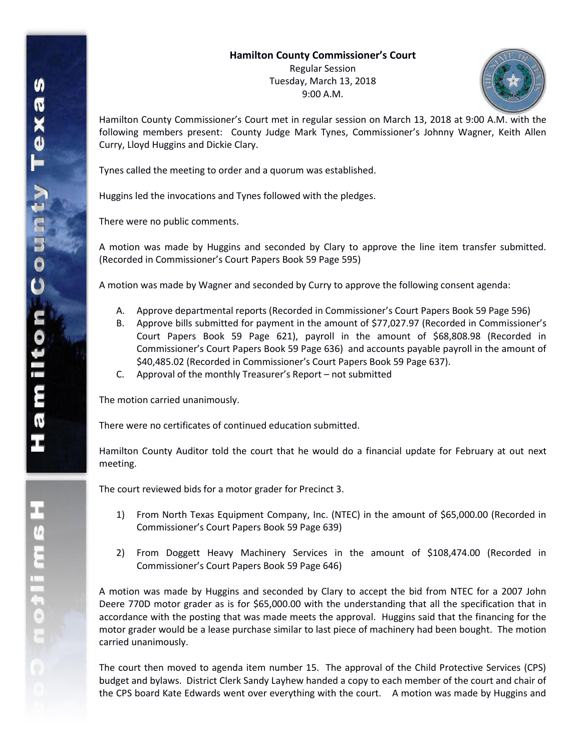**Hamilton County Commissioner's Court**

Regular Session
Tuesday, March 13, 2018
9:00 A.M.

Hamilton County Commissioner's Court met in regular session on March 13, 2018 at 9:00 A.M. with the following members present: County Judge Mark Tynes, Commissioner's Johnny Wagner, Keith Allen Curry, Lloyd Huggins and Dickie Clary.

Tynes called the meeting to order and a quorum was established.

Huggins led the invocations and Tynes followed with the pledges.

There were no public comments.

A motion was made by Huggins and seconded by Clary to approve the line item transfer submitted. (Recorded in Commissioner's Court Papers Book 59 Page 595)

A motion was made by Wagner and seconded by Curry to approve the following consent agenda:

A. Approve departmental reports (Recorded in Commissioner's Court Papers Book 59 Page 596)
B. Approve bills submitted for payment in the amount of $77,027.97 (Recorded in Commissioner's Court Papers Book 59 Page 621), payroll in the amount of $68,808.98 (Recorded in Commissioner's Court Papers Book 59 Page 636) and accounts payable payroll in the amount of $40,485.02 (Recorded in Commissioner's Court Papers Book 59 Page 637).
C. Approval of the monthly Treasurer's Report – not submitted

The motion carried unanimously.

There were no certificates of continued education submitted.

Hamilton County Auditor told the court that he would do a financial update for February at out next meeting.

The court reviewed bids for a motor grader for Precinct 3.

1) From North Texas Equipment Company, Inc. (NTEC) in the amount of $65,000.00 (Recorded in Commissioner's Court Papers Book 59 Page 639)

2) From Doggett Heavy Machinery Services in the amount of $108,474.00 (Recorded in Commissioner's Court Papers Book 59 Page 646)

A motion was made by Huggins and seconded by Clary to accept the bid from NTEC for a 2007 John Deere 770D motor grader as is for $65,000.00 with the understanding that all the specification that in accordance with the posting that was made meets the approval. Huggins said that the financing for the motor grader would be a lease purchase similar to last piece of machinery had been bought. The motion carried unanimously.

The court then moved to agenda item number 15. The approval of the Child Protective Services (CPS) budget and bylaws. District Clerk Sandy Layhew handed a copy to each member of the court and chair of the CPS board Kate Edwards went over everything with the court. A motion was made by Huggins and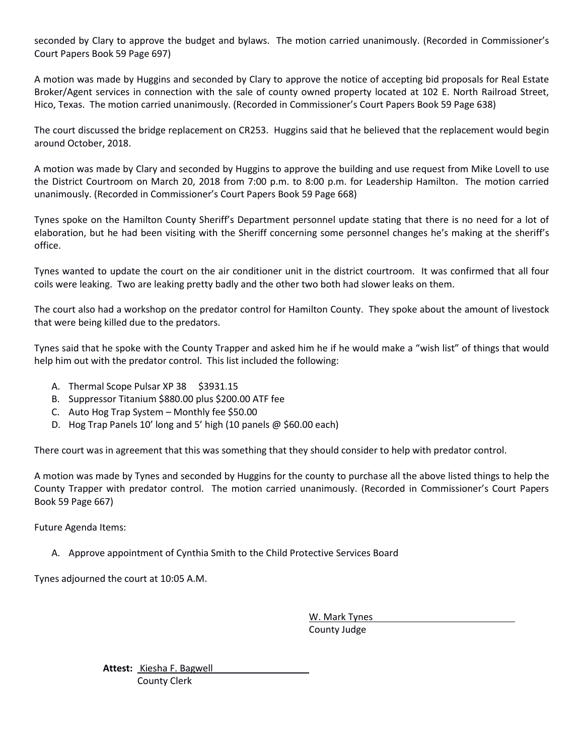seconded by Clary to approve the budget and bylaws. The motion carried unanimously. (Recorded in Commissioner's Court Papers Book 59 Page 697)

A motion was made by Huggins and seconded by Clary to approve the notice of accepting bid proposals for Real Estate Broker/Agent services in connection with the sale of county owned property located at 102 E. North Railroad Street, Hico, Texas. The motion carried unanimously. (Recorded in Commissioner's Court Papers Book 59 Page 638)

The court discussed the bridge replacement on CR253. Huggins said that he believed that the replacement would begin around October, 2018.

A motion was made by Clary and seconded by Huggins to approve the building and use request from Mike Lovell to use the District Courtroom on March 20, 2018 from 7:00 p.m. to 8:00 p.m. for Leadership Hamilton. The motion carried unanimously. (Recorded in Commissioner's Court Papers Book 59 Page 668)

Tynes spoke on the Hamilton County Sheriff's Department personnel update stating that there is no need for a lot of elaboration, but he had been visiting with the Sheriff concerning some personnel changes he's making at the sheriff's office.

Tynes wanted to update the court on the air conditioner unit in the district courtroom. It was confirmed that all four coils were leaking. Two are leaking pretty badly and the other two both had slower leaks on them.

The court also had a workshop on the predator control for Hamilton County. They spoke about the amount of livestock that were being killed due to the predators.

Tynes said that he spoke with the County Trapper and asked him he if he would make a "wish list" of things that would help him out with the predator control. This list included the following:

A. Thermal Scope Pulsar XP 38 $3931.15
B. Suppressor Titanium $880.00 plus $200.00 ATF fee
C. Auto Hog Trap System – Monthly fee $50.00
D. Hog Trap Panels 10' long and 5' high (10 panels @ $60.00 each)

There court was in agreement that this was something that they should consider to help with predator control.

A motion was made by Tynes and seconded by Huggins for the county to purchase all the above listed things to help the County Trapper with predator control. The motion carried unanimously. (Recorded in Commissioner's Court Papers Book 59 Page 667)

Future Agenda Items:

A. Approve appointment of Cynthia Smith to the Child Protective Services Board

Tynes adjourned the court at 10:05 A.M.

W. Mark Tynes
County Judge

**Attest:** Kiesha F. Bagwell
County Clerk